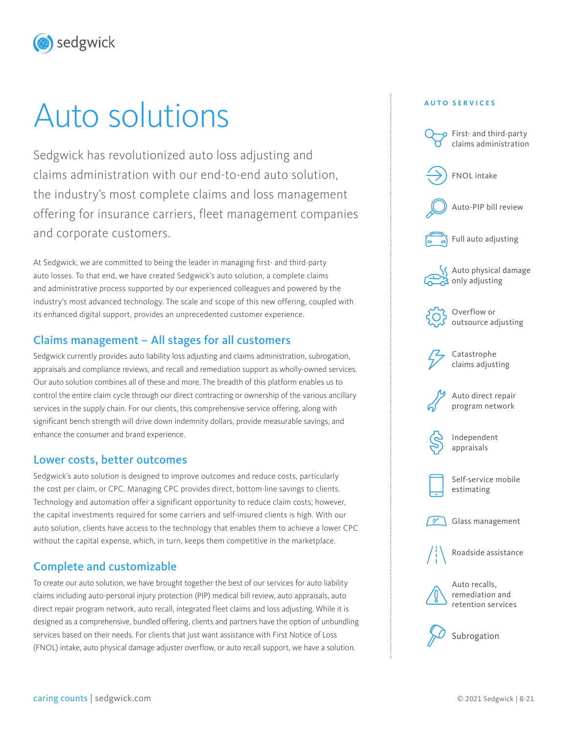# Auto solutions

Sedgwick has revolutionized auto loss adjusting and claims administration with our end-to-end auto solution, the industry's most complete claims and loss management offering for insurance carriers, fleet management companies and corporate customers.

At Sedgwick, we are committed to being the leader in managing first- and third-party auto losses. To that end, we have created Sedgwick's auto solution, a complete claims and administrative process supported by our experienced colleagues and powered by the industry's most advanced technology. The scale and scope of this new offering, coupled with its enhanced digital support, provides an unprecedented customer experience.

## Claims management – All stages for all customers

Sedgwick currently provides auto liability loss adjusting and claims administration, subrogation, appraisals and compliance reviews, and recall and remediation support as wholly-owned services. Our auto solution combines all of these and more. The breadth of this platform enables us to control the entire claim cycle through our direct contracting or ownership of the various ancillary services in the supply chain. For our clients, this comprehensive service offering, along with significant bench strength will drive down indemnity dollars, provide measurable savings, and enhance the consumer and brand experience.

## Lower costs, better outcomes

Sedgwick's auto solution is designed to improve outcomes and reduce costs, particularly the cost per claim, or CPC. Managing CPC provides direct, bottom-line savings to clients. Technology and automation offer a significant opportunity to reduce claim costs; however, the capital investments required for some carriers and self-insured clients is high. With our auto solution, clients have access to the technology that enables them to achieve a lower CPC without the capital expense, which, in turn, keeps them competitive in the marketplace.

## Complete and customizable

To create our auto solution, we have brought together the best of our services for auto liability claims including auto-personal injury protection (PIP) medical bill review, auto appraisals, auto direct repair program network, auto recall, integrated fleet claims and loss adjusting. While it is designed as a comprehensive, bundled offering, clients and partners have the option of unbundling services based on their needs. For clients that just want assistance with First Notice of Loss (FNOL) intake, auto physical damage adjuster overflow, or auto recall support, we have a solution.

### AUTO SERVICES

- First- and third-party claims administration
- FNOL intake
- Auto-PIP bill review
- Full auto adjusting
- Auto physical damage only adjusting
- Overflow or outsource adjusting
- Catastrophe claims adjusting
- Auto direct repair program network
- Independent appraisals
- Self-service mobile estimating
- Glass management
- Roadside assistance
- Auto recalls, remediation and retention services
- Subrogation

caring counts | sedgwick.com

© 2021 Sedgwick | 8-21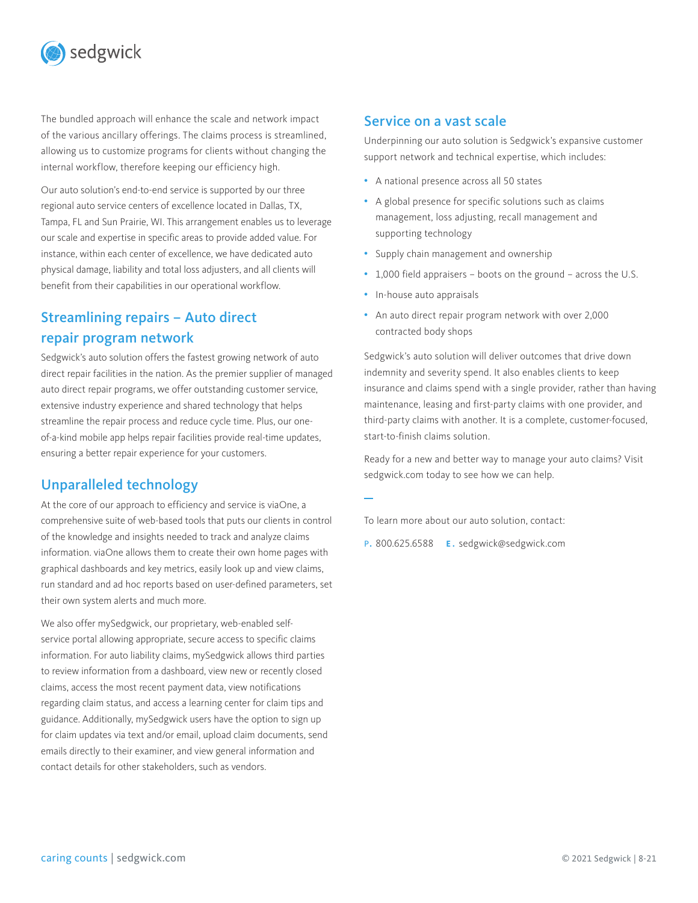The bundled approach will enhance the scale and network impact of the various ancillary offerings. The claims process is streamlined, allowing us to customize programs for clients without changing the internal workflow, therefore keeping our efficiency high.

Our auto solution's end-to-end service is supported by our three regional auto service centers of excellence located in Dallas, TX, Tampa, FL and Sun Prairie, WI. This arrangement enables us to leverage our scale and expertise in specific areas to provide added value. For instance, within each center of excellence, we have dedicated auto physical damage, liability and total loss adjusters, and all clients will benefit from their capabilities in our operational workflow.

## Streamlining repairs – Auto direct repair program network

Sedgwick's auto solution offers the fastest growing network of auto direct repair facilities in the nation. As the premier supplier of managed auto direct repair programs, we offer outstanding customer service, extensive industry experience and shared technology that helps streamline the repair process and reduce cycle time. Plus, our one-of-a-kind mobile app helps repair facilities provide real-time updates, ensuring a better repair experience for your customers.

## Unparalleled technology

At the core of our approach to efficiency and service is viaOne, a comprehensive suite of web-based tools that puts our clients in control of the knowledge and insights needed to track and analyze claims information. viaOne allows them to create their own home pages with graphical dashboards and key metrics, easily look up and view claims, run standard and ad hoc reports based on user-defined parameters, set their own system alerts and much more.

We also offer mySedgwick, our proprietary, web-enabled self-service portal allowing appropriate, secure access to specific claims information. For auto liability claims, mySedgwick allows third parties to review information from a dashboard, view new or recently closed claims, access the most recent payment data, view notifications regarding claim status, and access a learning center for claim tips and guidance. Additionally, mySedgwick users have the option to sign up for claim updates via text and/or email, upload claim documents, send emails directly to their examiner, and view general information and contact details for other stakeholders, such as vendors.

## Service on a vast scale

Underpinning our auto solution is Sedgwick's expansive customer support network and technical expertise, which includes:

- A national presence across all 50 states
- A global presence for specific solutions such as claims management, loss adjusting, recall management and supporting technology
- Supply chain management and ownership
- 1,000 field appraisers – boots on the ground – across the U.S.
- In-house auto appraisals
- An auto direct repair program network with over 2,000 contracted body shops

Sedgwick's auto solution will deliver outcomes that drive down indemnity and severity spend. It also enables clients to keep insurance and claims spend with a single provider, rather than having maintenance, leasing and first-party claims with one provider, and third-party claims with another. It is a complete, customer-focused, start-to-finish claims solution.

Ready for a new and better way to manage your auto claims? Visit sedgwick.com today to see how we can help.

To learn more about our auto solution, contact:

P. 800.625.6588 E. sedgwick@sedgwick.com

caring counts | sedgwick.com

© 2021 Sedgwick | 8-21